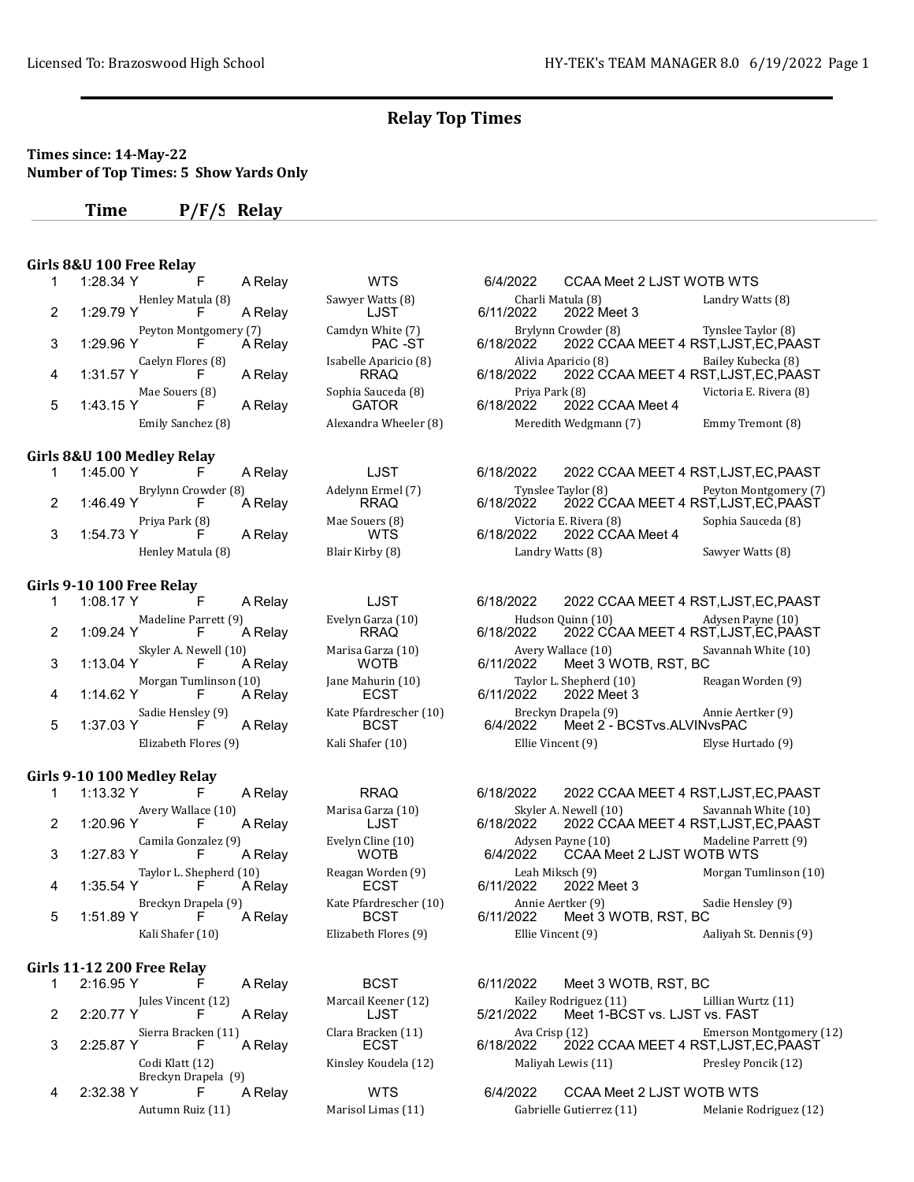## Relay Top Times

**Times since: 14-May-22**
**Number of Top Times: 5 Show Yards Only**

### Girls 8&U 100 Free Relay

| | Time | P/F/S | Relay | Team | Date | Meet |
|---|---|---|---|---|---|---|
| 1 | 1:28.34 Y | F | A Relay | WTS | 6/4/2022 | CCAA Meet 2 LJST WOTB WTS |
| | Henley Matula (8) | | | Sawyer Watts (8) | Charli Matula (8) | Landry Watts (8) |
| 2 | 1:29.79 Y | F | A Relay | LJST | 6/11/2022 | 2022 Meet 3 |
| | Peyton Montgomery (7) | | | Camdyn White (7) | Brylynn Crowder (8) | Tynslee Taylor (8) |
| 3 | 1:29.96 Y | F | A Relay | PAC -ST | 6/18/2022 | 2022 CCAA MEET 4 RST,LJST,EC,PAAST |
| | Caelyn Flores (8) | | | Isabelle Aparicio (8) | Alivia Aparicio (8) | Bailey Kubecka (8) |
| 4 | 1:31.57 Y | F | A Relay | RRAQ | 6/18/2022 | 2022 CCAA MEET 4 RST,LJST,EC,PAAST |
| | Mae Souers (8) | | | Sophia Sauceda (8) | Priya Park (8) | Victoria E. Rivera (8) |
| 5 | 1:43.15 Y | F | A Relay | GATOR | 6/18/2022 | 2022 CCAA Meet 4 |
| | Emily Sanchez (8) | | | Alexandra Wheeler (8) | Meredith Wedgmann (7) | Emmy Tremont (8) |

### Girls 8&U 100 Medley Relay

| | Time | P/F/S | Relay | Team | Date | Meet |
|---|---|---|---|---|---|---|
| 1 | 1:45.00 Y | F | A Relay | LJST | 6/18/2022 | 2022 CCAA MEET 4 RST,LJST,EC,PAAST |
| | Brylynn Crowder (8) | | | Adelynn Ermel (7) | Tynslee Taylor (8) | Peyton Montgomery (7) |
| 2 | 1:46.49 Y | F | A Relay | RRAQ | 6/18/2022 | 2022 CCAA MEET 4 RST,LJST,EC,PAAST |
| | Priya Park (8) | | | Mae Souers (8) | Victoria E. Rivera (8) | Sophia Sauceda (8) |
| 3 | 1:54.73 Y | F | A Relay | WTS | 6/18/2022 | 2022 CCAA Meet 4 |
| | Henley Matula (8) | | | Blair Kirby (8) | Landry Watts (8) | Sawyer Watts (8) |

### Girls 9-10 100 Free Relay

| | Time | P/F/S | Relay | Team | Date | Meet |
|---|---|---|---|---|---|---|
| 1 | 1:08.17 Y | F | A Relay | LJST | 6/18/2022 | 2022 CCAA MEET 4 RST,LJST,EC,PAAST |
| | Madeline Parrett (9) | | | Evelyn Garza (10) | Hudson Quinn (10) | Adysen Payne (10) |
| 2 | 1:09.24 Y | F | A Relay | RRAQ | 6/18/2022 | 2022 CCAA MEET 4 RST,LJST,EC,PAAST |
| | Skyler A. Newell (10) | | | Marisa Garza (10) | Avery Wallace (10) | Savannah White (10) |
| 3 | 1:13.04 Y | F | A Relay | WOTB | 6/11/2022 | Meet 3 WOTB, RST, BC |
| | Morgan Tumlinson (10) | | | Jane Mahurin (10) | Taylor L. Shepherd (10) | Reagan Worden (9) |
| 4 | 1:14.62 Y | F | A Relay | ECST | 6/11/2022 | 2022 Meet 3 |
| | Sadie Hensley (9) | | | Kate Pfardrescher (10) | Breckyn Drapela (9) | Annie Aertker (9) |
| 5 | 1:37.03 Y | F | A Relay | BCST | 6/4/2022 | Meet 2 - BCSTvs.ALVINvsPAC |
| | Elizabeth Flores (9) | | | Kali Shafer (10) | Ellie Vincent (9) | Elyse Hurtado (9) |

### Girls 9-10 100 Medley Relay

| | Time | P/F/S | Relay | Team | Date | Meet |
|---|---|---|---|---|---|---|
| 1 | 1:13.32 Y | F | A Relay | RRAQ | 6/18/2022 | 2022 CCAA MEET 4 RST,LJST,EC,PAAST |
| | Avery Wallace (10) | | | Marisa Garza (10) | Skyler A. Newell (10) | Savannah White (10) |
| 2 | 1:20.96 Y | F | A Relay | LJST | 6/18/2022 | 2022 CCAA MEET 4 RST,LJST,EC,PAAST |
| | Camila Gonzalez (9) | | | Evelyn Cline (10) | Adysen Payne (10) | Madeline Parrett (9) |
| 3 | 1:27.83 Y | F | A Relay | WOTB | 6/4/2022 | CCAA Meet 2 LJST WOTB WTS |
| | Taylor L. Shepherd (10) | | | Reagan Worden (9) | Leah Miksch (9) | Morgan Tumlinson (10) |
| 4 | 1:35.54 Y | F | A Relay | ECST | 6/11/2022 | 2022 Meet 3 |
| | Breckyn Drapela (9) | | | Kate Pfardrescher (10) | Annie Aertker (9) | Sadie Hensley (9) |
| 5 | 1:51.89 Y | F | A Relay | BCST | 6/11/2022 | Meet 3 WOTB, RST, BC |
| | Kali Shafer (10) | | | Elizabeth Flores (9) | Ellie Vincent (9) | Aaliyah St. Dennis (9) |

### Girls 11-12 200 Free Relay

| | Time | P/F/S | Relay | Team | Date | Meet |
|---|---|---|---|---|---|---|
| 1 | 2:16.95 Y | F | A Relay | BCST | 6/11/2022 | Meet 3 WOTB, RST, BC |
| | Jules Vincent (12) | | | Marcail Keener (12) | Kailey Rodriguez (11) | Lillian Wurtz (11) |
| 2 | 2:20.77 Y | F | A Relay | LJST | 5/21/2022 | Meet 1-BCST vs. LJST vs. FAST |
| | Sierra Bracken (11) | | | Clara Bracken (11) | Ava Crisp (12) | Emerson Montgomery (12) |
| 3 | 2:25.87 Y | F | A Relay | ECST | 6/18/2022 | 2022 CCAA MEET 4 RST,LJST,EC,PAAST |
| | Codi Klatt (12) | | | Kinsley Koudela (12) | Maliyah Lewis (11) | Presley Poncik (12) |
| | Breckyn Drapela (9) | | | | | |
| 4 | 2:32.38 Y | F | A Relay | WTS | 6/4/2022 | CCAA Meet 2 LJST WOTB WTS |
| | Autumn Ruiz (11) | | | Marisol Limas (11) | Gabrielle Gutierrez (11) | Melanie Rodriguez (12) |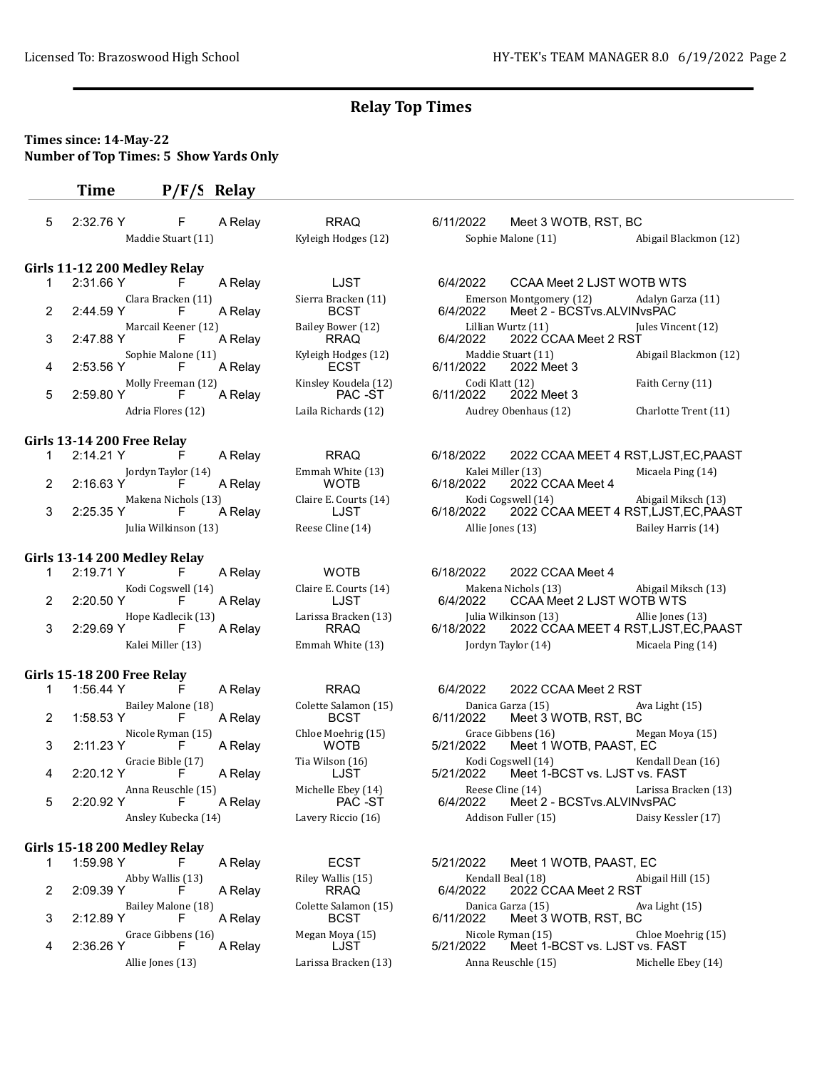## Relay Top Times

**Times since: 14-May-22**
**Number of Top Times: 5 Show Yards Only**

| | Time | P/F/S | Relay | | | | |
|---|---|---|---|---|---|---|---|
| 5 | 2:32.76 Y | F | A Relay | RRAQ | 6/11/2022 | Meet 3 WOTB, RST, BC | |
| | Maddie Stuart (11) | | | Kyleigh Hodges (12) | Sophie Malone (11) | | Abigail Blackmon (12) |

### Girls 11-12 200 Medley Relay

| | Time | P/F/S | Relay | Team | Date | Meet | |
|---|---|---|---|---|---|---|---|
| 1 | 2:31.66 Y | F | A Relay | LJST | 6/4/2022 | CCAA Meet 2 LJST WOTB WTS | |
| | Clara Bracken (11) | | | Sierra Bracken (11) | Emerson Montgomery (12) | | Adalyn Garza (11) |
| 2 | 2:44.59 Y | F | A Relay | BCST | 6/4/2022 | Meet 2 - BCSTvs.ALVINvsPAC | |
| | Marcail Keener (12) | | | Bailey Bower (12) | Lillian Wurtz (11) | | Jules Vincent (12) |
| 3 | 2:47.88 Y | F | A Relay | RRAQ | 6/4/2022 | 2022 CCAA Meet 2 RST | |
| | Sophie Malone (11) | | | Kyleigh Hodges (12) | Maddie Stuart (11) | | Abigail Blackmon (12) |
| 4 | 2:53.56 Y | F | A Relay | ECST | 6/11/2022 | 2022 Meet 3 | |
| | Molly Freeman (12) | | | Kinsley Koudela (12) | Codi Klatt (12) | | Faith Cerny (11) |
| 5 | 2:59.80 Y | F | A Relay | PAC -ST | 6/11/2022 | 2022 Meet 3 | |
| | Adria Flores (12) | | | Laila Richards (12) | Audrey Obenhaus (12) | | Charlotte Trent (11) |

### Girls 13-14 200 Free Relay

| | Time | P/F/S | Relay | Team | Date | Meet | |
|---|---|---|---|---|---|---|---|
| 1 | 2:14.21 Y | F | A Relay | RRAQ | 6/18/2022 | 2022 CCAA MEET 4 RST,LJST,EC,PAAST | |
| | Jordyn Taylor (14) | | | Emmah White (13) | Kalei Miller (13) | | Micaela Ping (14) |
| 2 | 2:16.63 Y | F | A Relay | WOTB | 6/18/2022 | 2022 CCAA Meet 4 | |
| | Makena Nichols (13) | | | Claire E. Courts (14) | Kodi Cogswell (14) | | Abigail Miksch (13) |
| 3 | 2:25.35 Y | F | A Relay | LJST | 6/18/2022 | 2022 CCAA MEET 4 RST,LJST,EC,PAAST | |
| | Julia Wilkinson (13) | | | Reese Cline (14) | Allie Jones (13) | | Bailey Harris (14) |

### Girls 13-14 200 Medley Relay

| | Time | P/F/S | Relay | Team | Date | Meet | |
|---|---|---|---|---|---|---|---|
| 1 | 2:19.71 Y | F | A Relay | WOTB | 6/18/2022 | 2022 CCAA Meet 4 | |
| | Kodi Cogswell (14) | | | Claire E. Courts (14) | Makena Nichols (13) | | Abigail Miksch (13) |
| 2 | 2:20.50 Y | F | A Relay | LJST | 6/4/2022 | CCAA Meet 2 LJST WOTB WTS | |
| | Hope Kadlecik (13) | | | Larissa Bracken (13) | Julia Wilkinson (13) | | Allie Jones (13) |
| 3 | 2:29.69 Y | F | A Relay | RRAQ | 6/18/2022 | 2022 CCAA MEET 4 RST,LJST,EC,PAAST | |
| | Kalei Miller (13) | | | Emmah White (13) | Jordyn Taylor (14) | | Micaela Ping (14) |

### Girls 15-18 200 Free Relay

| | Time | P/F/S | Relay | Team | Date | Meet | |
|---|---|---|---|---|---|---|---|
| 1 | 1:56.44 Y | F | A Relay | RRAQ | 6/4/2022 | 2022 CCAA Meet 2 RST | |
| | Bailey Malone (18) | | | Colette Salamon (15) | Danica Garza (15) | | Ava Light (15) |
| 2 | 1:58.53 Y | F | A Relay | BCST | 6/11/2022 | Meet 3 WOTB, RST, BC | |
| | Nicole Ryman (15) | | | Chloe Moehrig (15) | Grace Gibbens (16) | | Megan Moya (15) |
| 3 | 2:11.23 Y | F | A Relay | WOTB | 5/21/2022 | Meet 1 WOTB, PAAST, EC | |
| | Gracie Bible (17) | | | Tia Wilson (16) | Kodi Cogswell (14) | | Kendall Dean (16) |
| 4 | 2:20.12 Y | F | A Relay | LJST | 5/21/2022 | Meet 1-BCST vs. LJST vs. FAST | |
| | Anna Reuschle (15) | | | Michelle Ebey (14) | Reese Cline (14) | | Larissa Bracken (13) |
| 5 | 2:20.92 Y | F | A Relay | PAC -ST | 6/4/2022 | Meet 2 - BCSTvs.ALVINvsPAC | |
| | Ansley Kubecka (14) | | | Lavery Riccio (16) | Addison Fuller (15) | | Daisy Kessler (17) |

### Girls 15-18 200 Medley Relay

| | Time | P/F/S | Relay | Team | Date | Meet | |
|---|---|---|---|---|---|---|---|
| 1 | 1:59.98 Y | F | A Relay | ECST | 5/21/2022 | Meet 1 WOTB, PAAST, EC | |
| | Abby Wallis (13) | | | Riley Wallis (15) | Kendall Beal (18) | | Abigail Hill (15) |
| 2 | 2:09.39 Y | F | A Relay | RRAQ | 6/4/2022 | 2022 CCAA Meet 2 RST | |
| | Bailey Malone (18) | | | Colette Salamon (15) | Danica Garza (15) | | Ava Light (15) |
| 3 | 2:12.89 Y | F | A Relay | BCST | 6/11/2022 | Meet 3 WOTB, RST, BC | |
| | Grace Gibbens (16) | | | Megan Moya (15) | Nicole Ryman (15) | | Chloe Moehrig (15) |
| 4 | 2:36.26 Y | F | A Relay | LJST | 5/21/2022 | Meet 1-BCST vs. LJST vs. FAST | |
| | Allie Jones (13) | | | Larissa Bracken (13) | Anna Reuschle (15) | | Michelle Ebey (14) |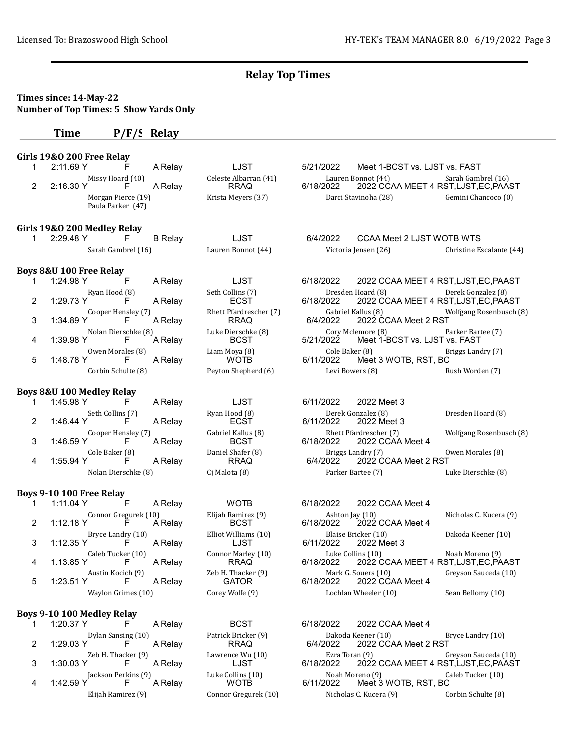## Relay Top Times

**Times since: 14-May-22**
**Number of Top Times: 5 Show Yards Only**

### Girls 19&O 200 Free Relay

| | Time | P/F/S | Relay | Team | Date | Meet |
|---|---|---|---|---|---|---|
| 1 | 2:11.69 Y | F | A Relay | LJST | 5/21/2022 | Meet 1-BCST vs. LJST vs. FAST |
| | Missy Hoard (40) | | | Celeste Albarran (41) | Lauren Bonnot (44) | Sarah Gambrel (16) |
| 2 | 2:16.30 Y | F | A Relay | RRAQ | 6/18/2022 | 2022 CCAA MEET 4 RST,LJST,EC,PAAST |
| | Morgan Pierce (19) | | | Krista Meyers (37) | Darci Stavinoha (28) | Gemini Chancoco (0) |
| | Paula Parker (47) | | | | | |

### Girls 19&O 200 Medley Relay

| | Time | P/F/S | Relay | Team | Date | Meet |
|---|---|---|---|---|---|---|
| 1 | 2:29.48 Y | F | B Relay | LJST | 6/4/2022 | CCAA Meet 2 LJST WOTB WTS |
| | Sarah Gambrel (16) | | | Lauren Bonnot (44) | Victoria Jensen (26) | Christine Escalante (44) |

### Boys 8&U 100 Free Relay

| | Time | P/F/S | Relay | Team | Date | Meet |
|---|---|---|---|---|---|---|
| 1 | 1:24.98 Y | F | A Relay | LJST | 6/18/2022 | 2022 CCAA MEET 4 RST,LJST,EC,PAAST |
| | Ryan Hood (8) | | | Seth Collins (7) | Dresden Hoard (8) | Derek Gonzalez (8) |
| 2 | 1:29.73 Y | F | A Relay | ECST | 6/18/2022 | 2022 CCAA MEET 4 RST,LJST,EC,PAAST |
| | Cooper Hensley (7) | | | Rhett Pfardrescher (7) | Gabriel Kallus (8) | Wolfgang Rosenbusch (8) |
| 3 | 1:34.89 Y | F | A Relay | RRAQ | 6/4/2022 | 2022 CCAA Meet 2 RST |
| | Nolan Dierschke (8) | | | Luke Dierschke (8) | Cory Mclemore (8) | Parker Bartee (7) |
| 4 | 1:39.98 Y | F | A Relay | BCST | 5/21/2022 | Meet 1-BCST vs. LJST vs. FAST |
| | Owen Morales (8) | | | Liam Moya (8) | Cole Baker (8) | Briggs Landry (7) |
| 5 | 1:48.78 Y | F | A Relay | WOTB | 6/11/2022 | Meet 3 WOTB, RST, BC |
| | Corbin Schulte (8) | | | Peyton Shepherd (6) | Levi Bowers (8) | Rush Worden (7) |

### Boys 8&U 100 Medley Relay

| | Time | P/F/S | Relay | Team | Date | Meet |
|---|---|---|---|---|---|---|
| 1 | 1:45.98 Y | F | A Relay | LJST | 6/11/2022 | 2022 Meet 3 |
| | Seth Collins (7) | | | Ryan Hood (8) | Derek Gonzalez (8) | Dresden Hoard (8) |
| 2 | 1:46.44 Y | F | A Relay | ECST | 6/11/2022 | 2022 Meet 3 |
| | Cooper Hensley (7) | | | Gabriel Kallus (8) | Rhett Pfardrescher (7) | Wolfgang Rosenbusch (8) |
| 3 | 1:46.59 Y | F | A Relay | BCST | 6/18/2022 | 2022 CCAA Meet 4 |
| | Cole Baker (8) | | | Daniel Shafer (8) | Briggs Landry (7) | Owen Morales (8) |
| 4 | 1:55.94 Y | F | A Relay | RRAQ | 6/4/2022 | 2022 CCAA Meet 2 RST |
| | Nolan Dierschke (8) | | | Cj Malota (8) | Parker Bartee (7) | Luke Dierschke (8) |

### Boys 9-10 100 Free Relay

| | Time | P/F/S | Relay | Team | Date | Meet |
|---|---|---|---|---|---|---|
| 1 | 1:11.04 Y | F | A Relay | WOTB | 6/18/2022 | 2022 CCAA Meet 4 |
| | Connor Gregurek (10) | | | Elijah Ramirez (9) | Ashton Jay (10) | Nicholas C. Kucera (9) |
| 2 | 1:12.18 Y | F | A Relay | BCST | 6/18/2022 | 2022 CCAA Meet 4 |
| | Bryce Landry (10) | | | Elliot Williams (10) | Blaise Bricker (10) | Dakoda Keener (10) |
| 3 | 1:12.35 Y | F | A Relay | LJST | 6/11/2022 | 2022 Meet 3 |
| | Caleb Tucker (10) | | | Connor Marley (10) | Luke Collins (10) | Noah Moreno (9) |
| 4 | 1:13.85 Y | F | A Relay | RRAQ | 6/18/2022 | 2022 CCAA MEET 4 RST,LJST,EC,PAAST |
| | Austin Kocich (9) | | | Zeb H. Thacker (9) | Mark G. Souers (10) | Greyson Sauceda (10) |
| 5 | 1:23.51 Y | F | A Relay | GATOR | 6/18/2022 | 2022 CCAA Meet 4 |
| | Waylon Grimes (10) | | | Corey Wolfe (9) | Lochlan Wheeler (10) | Sean Bellomy (10) |

### Boys 9-10 100 Medley Relay

| | Time | P/F/S | Relay | Team | Date | Meet |
|---|---|---|---|---|---|---|
| 1 | 1:20.37 Y | F | A Relay | BCST | 6/18/2022 | 2022 CCAA Meet 4 |
| | Dylan Sansing (10) | | | Patrick Bricker (9) | Dakoda Keener (10) | Bryce Landry (10) |
| 2 | 1:29.03 Y | F | A Relay | RRAQ | 6/4/2022 | 2022 CCAA Meet 2 RST |
| | Zeb H. Thacker (9) | | | Lawrence Wu (10) | Ezra Toran (9) | Greyson Sauceda (10) |
| 3 | 1:30.03 Y | F | A Relay | LJST | 6/18/2022 | 2022 CCAA MEET 4 RST,LJST,EC,PAAST |
| | Jackson Perkins (9) | | | Luke Collins (10) | Noah Moreno (9) | Caleb Tucker (10) |
| 4 | 1:42.59 Y | F | A Relay | WOTB | 6/11/2022 | Meet 3 WOTB, RST, BC |
| | Elijah Ramirez (9) | | | Connor Gregurek (10) | Nicholas C. Kucera (9) | Corbin Schulte (8) |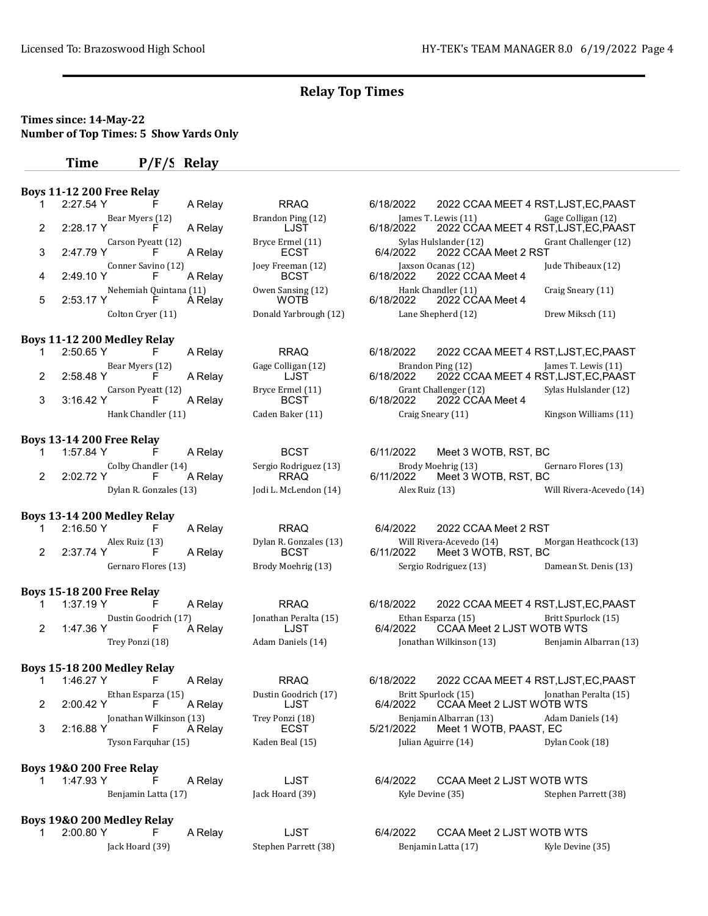## Relay Top Times

**Times since: 14-May-22**
**Number of Top Times: 5 Show Yards Only**

### Boys 11-12 200 Free Relay

| | Time | P/F/S | Relay | Team | Date | Meet |
|---|---|---|---|---|---|---|
| 1 | 2:27.54 Y | F | A Relay | RRAQ | 6/18/2022 | 2022 CCAA MEET 4 RST,LJST,EC,PAAST |
| | Bear Myers (12) | | | Brandon Ping (12) | James T. Lewis (11) | Gage Colligan (12) |
| 2 | 2:28.17 Y | F | A Relay | LJST | 6/18/2022 | 2022 CCAA MEET 4 RST,LJST,EC,PAAST |
| | Carson Pyeatt (12) | | | Bryce Ermel (11) | Sylas Hulslander (12) | Grant Challenger (12) |
| 3 | 2:47.79 Y | F | A Relay | ECST | 6/4/2022 | 2022 CCAA Meet 2 RST |
| | Conner Savino (12) | | | Joey Freeman (12) | Jaxson Ocanas (12) | Jude Thibeaux (12) |
| 4 | 2:49.10 Y | F | A Relay | BCST | 6/18/2022 | 2022 CCAA Meet 4 |
| | Nehemiah Quintana (11) | | | Owen Sansing (12) | Hank Chandler (11) | Craig Sneary (11) |
| 5 | 2:53.17 Y | F | A Relay | WOTB | 6/18/2022 | 2022 CCAA Meet 4 |
| | Colton Cryer (11) | | | Donald Yarbrough (12) | Lane Shepherd (12) | Drew Miksch (11) |

### Boys 11-12 200 Medley Relay

| | Time | P/F/S | Relay | Team | Date | Meet |
|---|---|---|---|---|---|---|
| 1 | 2:50.65 Y | F | A Relay | RRAQ | 6/18/2022 | 2022 CCAA MEET 4 RST,LJST,EC,PAAST |
| | Bear Myers (12) | | | Gage Colligan (12) | Brandon Ping (12) | James T. Lewis (11) |
| 2 | 2:58.48 Y | F | A Relay | LJST | 6/18/2022 | 2022 CCAA MEET 4 RST,LJST,EC,PAAST |
| | Carson Pyeatt (12) | | | Bryce Ermel (11) | Grant Challenger (12) | Sylas Hulslander (12) |
| 3 | 3:16.42 Y | F | A Relay | BCST | 6/18/2022 | 2022 CCAA Meet 4 |
| | Hank Chandler (11) | | | Caden Baker (11) | Craig Sneary (11) | Kingson Williams (11) |

### Boys 13-14 200 Free Relay

| | Time | P/F/S | Relay | Team | Date | Meet |
|---|---|---|---|---|---|---|
| 1 | 1:57.84 Y | F | A Relay | BCST | 6/11/2022 | Meet 3 WOTB, RST, BC |
| | Colby Chandler (14) | | | Sergio Rodriguez (13) | Brody Moehrig (13) | Gernaro Flores (13) |
| 2 | 2:02.72 Y | F | A Relay | RRAQ | 6/11/2022 | Meet 3 WOTB, RST, BC |
| | Dylan R. Gonzales (13) | | | Jodi L. McLendon (14) | Alex Ruiz (13) | Will Rivera-Acevedo (14) |

### Boys 13-14 200 Medley Relay

| | Time | P/F/S | Relay | Team | Date | Meet |
|---|---|---|---|---|---|---|
| 1 | 2:16.50 Y | F | A Relay | RRAQ | 6/4/2022 | 2022 CCAA Meet 2 RST |
| | Alex Ruiz (13) | | | Dylan R. Gonzales (13) | Will Rivera-Acevedo (14) | Morgan Heathcock (13) |
| 2 | 2:37.74 Y | F | A Relay | BCST | 6/11/2022 | Meet 3 WOTB, RST, BC |
| | Gernaro Flores (13) | | | Brody Moehrig (13) | Sergio Rodriguez (13) | Damean St. Denis (13) |

### Boys 15-18 200 Free Relay

| | Time | P/F/S | Relay | Team | Date | Meet |
|---|---|---|---|---|---|---|
| 1 | 1:37.19 Y | F | A Relay | RRAQ | 6/18/2022 | 2022 CCAA MEET 4 RST,LJST,EC,PAAST |
| | Dustin Goodrich (17) | | | Jonathan Peralta (15) | Ethan Esparza (15) | Britt Spurlock (15) |
| 2 | 1:47.36 Y | F | A Relay | LJST | 6/4/2022 | CCAA Meet 2 LJST WOTB WTS |
| | Trey Ponzi (18) | | | Adam Daniels (14) | Jonathan Wilkinson (13) | Benjamin Albarran (13) |

### Boys 15-18 200 Medley Relay

| | Time | P/F/S | Relay | Team | Date | Meet |
|---|---|---|---|---|---|---|
| 1 | 1:46.27 Y | F | A Relay | RRAQ | 6/18/2022 | 2022 CCAA MEET 4 RST,LJST,EC,PAAST |
| | Ethan Esparza (15) | | | Dustin Goodrich (17) | Britt Spurlock (15) | Jonathan Peralta (15) |
| 2 | 2:00.42 Y | F | A Relay | LJST | 6/4/2022 | CCAA Meet 2 LJST WOTB WTS |
| | Jonathan Wilkinson (13) | | | Trey Ponzi (18) | Benjamin Albarran (13) | Adam Daniels (14) |
| 3 | 2:16.88 Y | F | A Relay | ECST | 5/21/2022 | Meet 1 WOTB, PAAST, EC |
| | Tyson Farquhar (15) | | | Kaden Beal (15) | Julian Aguirre (14) | Dylan Cook (18) |

### Boys 19&O 200 Free Relay

| | Time | P/F/S | Relay | Team | Date | Meet |
|---|---|---|---|---|---|---|
| 1 | 1:47.93 Y | F | A Relay | LJST | 6/4/2022 | CCAA Meet 2 LJST WOTB WTS |
| | Benjamin Latta (17) | | | Jack Hoard (39) | Kyle Devine (35) | Stephen Parrett (38) |

### Boys 19&O 200 Medley Relay

| | Time | P/F/S | Relay | Team | Date | Meet |
|---|---|---|---|---|---|---|
| 1 | 2:00.80 Y | F | A Relay | LJST | 6/4/2022 | CCAA Meet 2 LJST WOTB WTS |
| | Jack Hoard (39) | | | Stephen Parrett (38) | Benjamin Latta (17) | Kyle Devine (35) |